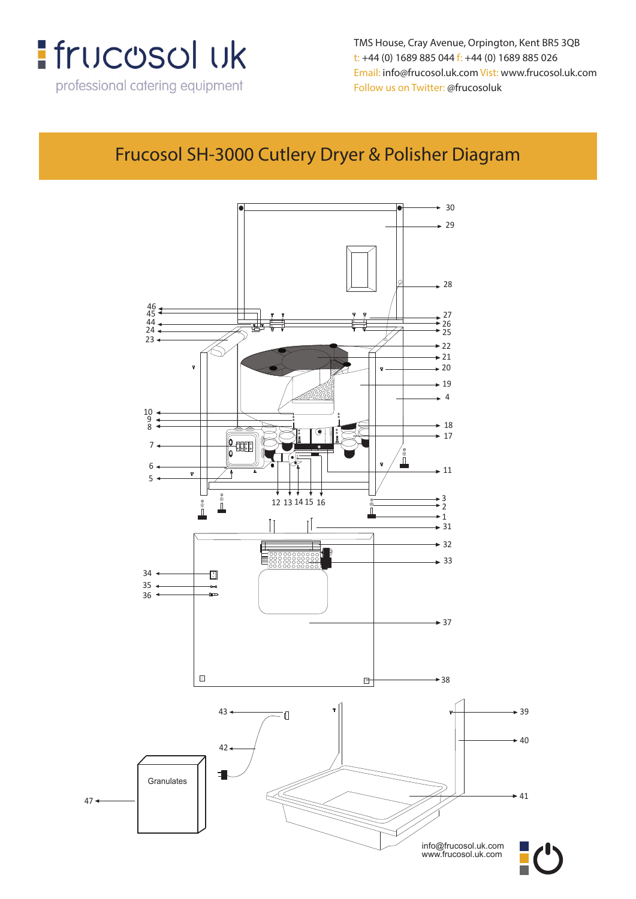frucosol uk

professional catering equipment

TMS House, Cray Avenue, Orpington, Kent BR5 3QB
t: +44 (0) 1689 885 044 f: +44 (0) 1689 885 026
Email: info@frucosol.uk.com Vist: www.frucosol.uk.com
Follow us on Twitter: @frucosoluk

# Frucosol SH-3000 Cutlery Dryer & Polisher Diagram

Granulates

info@frucosol.uk.com
www.frucosol.uk.com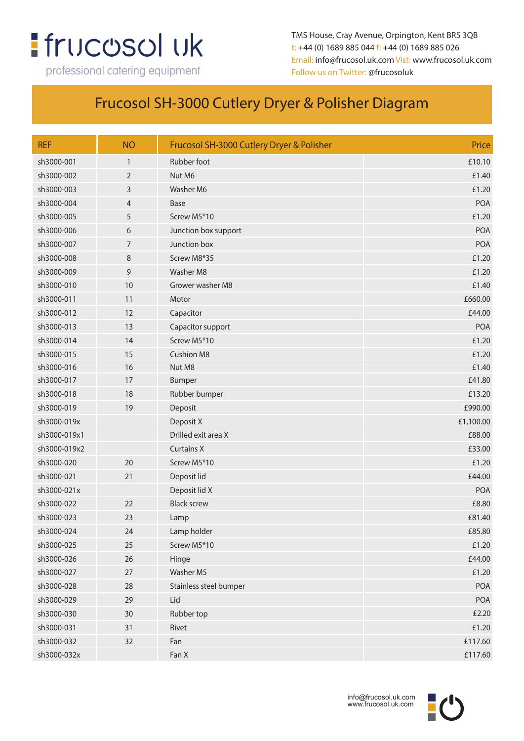frucosol uk

professional catering equipment

TMS House, Cray Avenue, Orpington, Kent BR5 3QB
t: +44 (0) 1689 885 044 f: +44 (0) 1689 885 026
Email: info@frucosol.uk.com Vist: www.frucosol.uk.com
Follow us on Twitter: @frucosoluk

# Frucosol SH-3000 Cutlery Dryer & Polisher Diagram

| REF | NO | Frucosol SH-3000 Cutlery Dryer & Polisher | Price |
|---|---|---|---|
| sh3000-001 | 1 | Rubber foot | £10.10 |
| sh3000-002 | 2 | Nut M6 | £1.40 |
| sh3000-003 | 3 | Washer M6 | £1.20 |
| sh3000-004 | 4 | Base | POA |
| sh3000-005 | 5 | Screw M5*10 | £1.20 |
| sh3000-006 | 6 | Junction box support | POA |
| sh3000-007 | 7 | Junction box | POA |
| sh3000-008 | 8 | Screw M8*35 | £1.20 |
| sh3000-009 | 9 | Washer M8 | £1.20 |
| sh3000-010 | 10 | Grower washer M8 | £1.40 |
| sh3000-011 | 11 | Motor | £660.00 |
| sh3000-012 | 12 | Capacitor | £44.00 |
| sh3000-013 | 13 | Capacitor support | POA |
| sh3000-014 | 14 | Screw M5*10 | £1.20 |
| sh3000-015 | 15 | Cushion M8 | £1.20 |
| sh3000-016 | 16 | Nut M8 | £1.40 |
| sh3000-017 | 17 | Bumper | £41.80 |
| sh3000-018 | 18 | Rubber bumper | £13.20 |
| sh3000-019 | 19 | Deposit | £990.00 |
| sh3000-019x | | Deposit X | £1,100.00 |
| sh3000-019x1 | | Drilled exit area X | £88.00 |
| sh3000-019x2 | | Curtains X | £33.00 |
| sh3000-020 | 20 | Screw M5*10 | £1.20 |
| sh3000-021 | 21 | Deposit lid | £44.00 |
| sh3000-021x | | Deposit lid X | POA |
| sh3000-022 | 22 | Black screw | £8.80 |
| sh3000-023 | 23 | Lamp | £81.40 |
| sh3000-024 | 24 | Lamp holder | £85.80 |
| sh3000-025 | 25 | Screw M5*10 | £1.20 |
| sh3000-026 | 26 | Hinge | £44.00 |
| sh3000-027 | 27 | Washer M5 | £1.20 |
| sh3000-028 | 28 | Stainless steel bumper | POA |
| sh3000-029 | 29 | Lid | POA |
| sh3000-030 | 30 | Rubber top | £2.20 |
| sh3000-031 | 31 | Rivet | £1.20 |
| sh3000-032 | 32 | Fan | £117.60 |
| sh3000-032x | | Fan X | £117.60 |

info@frucosol.uk.com
www.frucosol.uk.com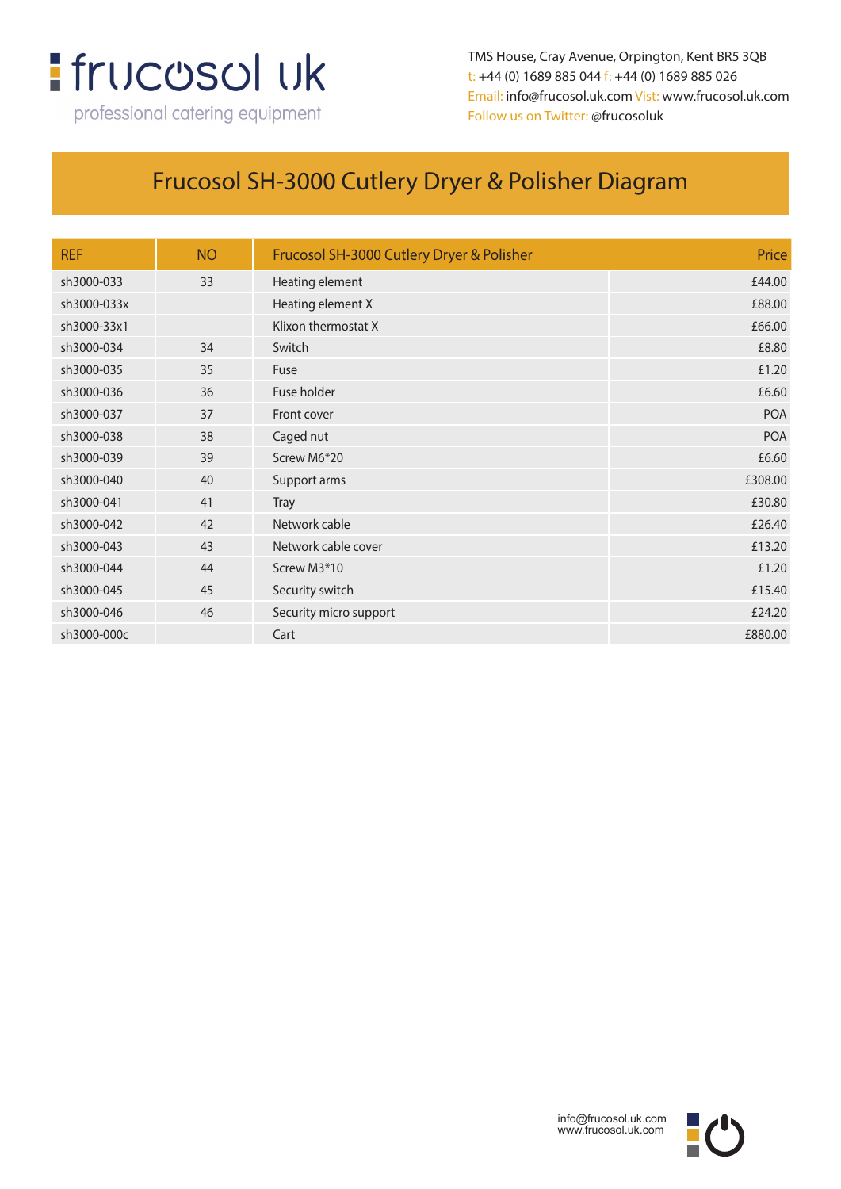frucosol uk

professional catering equipment

TMS House, Cray Avenue, Orpington, Kent BR5 3QB
t: +44 (0) 1689 885 044 f: +44 (0) 1689 885 026
Email: info@frucosol.uk.com Vist: www.frucosol.uk.com
Follow us on Twitter: @frucosoluk

# Frucosol SH-3000 Cutlery Dryer & Polisher Diagram

| REF | NO | Frucosol SH-3000 Cutlery Dryer & Polisher | Price |
|---|---|---|---|
| sh3000-033 | 33 | Heating element | £44.00 |
| sh3000-033x | | Heating element X | £88.00 |
| sh3000-33x1 | | Klixon thermostat X | £66.00 |
| sh3000-034 | 34 | Switch | £8.80 |
| sh3000-035 | 35 | Fuse | £1.20 |
| sh3000-036 | 36 | Fuse holder | £6.60 |
| sh3000-037 | 37 | Front cover | POA |
| sh3000-038 | 38 | Caged nut | POA |
| sh3000-039 | 39 | Screw M6*20 | £6.60 |
| sh3000-040 | 40 | Support arms | £308.00 |
| sh3000-041 | 41 | Tray | £30.80 |
| sh3000-042 | 42 | Network cable | £26.40 |
| sh3000-043 | 43 | Network cable cover | £13.20 |
| sh3000-044 | 44 | Screw M3*10 | £1.20 |
| sh3000-045 | 45 | Security switch | £15.40 |
| sh3000-046 | 46 | Security micro support | £24.20 |
| sh3000-000c | | Cart | £880.00 |

info@frucosol.uk.com
www.frucosol.uk.com